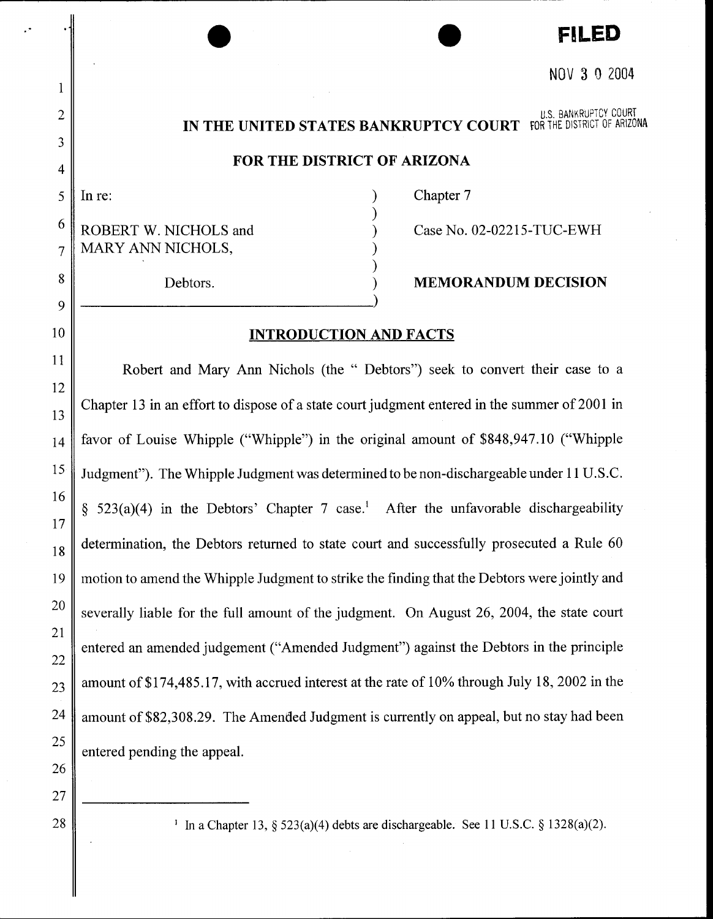FILED

NOV 30 2004

U.S. BANKRUPTCY COURT FOR THE DISTRICT OF ARIZONA

# IN THE UNITED STATES BANKRUPTCY COURT

## FOR THE DISTRICT OF ARIZONA

| | |
|---|---|
| In re: | Chapter 7 |
| ROBERT W. NICHOLS and MARY ANN NICHOLS, | Case No. 02-02215-TUC-EWH |
| Debtors. | **MEMORANDUM DECISION** |

## INTRODUCTION AND FACTS

Robert and Mary Ann Nichols (the " Debtors") seek to convert their case to a Chapter 13 in an effort to dispose of a state court judgment entered in the summer of 2001 in favor of Louise Whipple ("Whipple") in the original amount of $848,947.10 ("Whipple Judgment"). The Whipple Judgment was determined to be non-dischargeable under 11 U.S.C. § 523(a)(4) in the Debtors' Chapter 7 case.[1] After the unfavorable dischargeability determination, the Debtors returned to state court and successfully prosecuted a Rule 60 motion to amend the Whipple Judgment to strike the finding that the Debtors were jointly and severally liable for the full amount of the judgment. On August 26, 2004, the state court entered an amended judgement ("Amended Judgment") against the Debtors in the principle amount of $174,485.17, with accrued interest at the rate of 10% through July 18, 2002 in the amount of $82,308.29. The Amended Judgment is currently on appeal, but no stay had been entered pending the appeal.

---

[1] In a Chapter 13, § 523(a)(4) debts are dischargeable. See 11 U.S.C. § 1328(a)(2).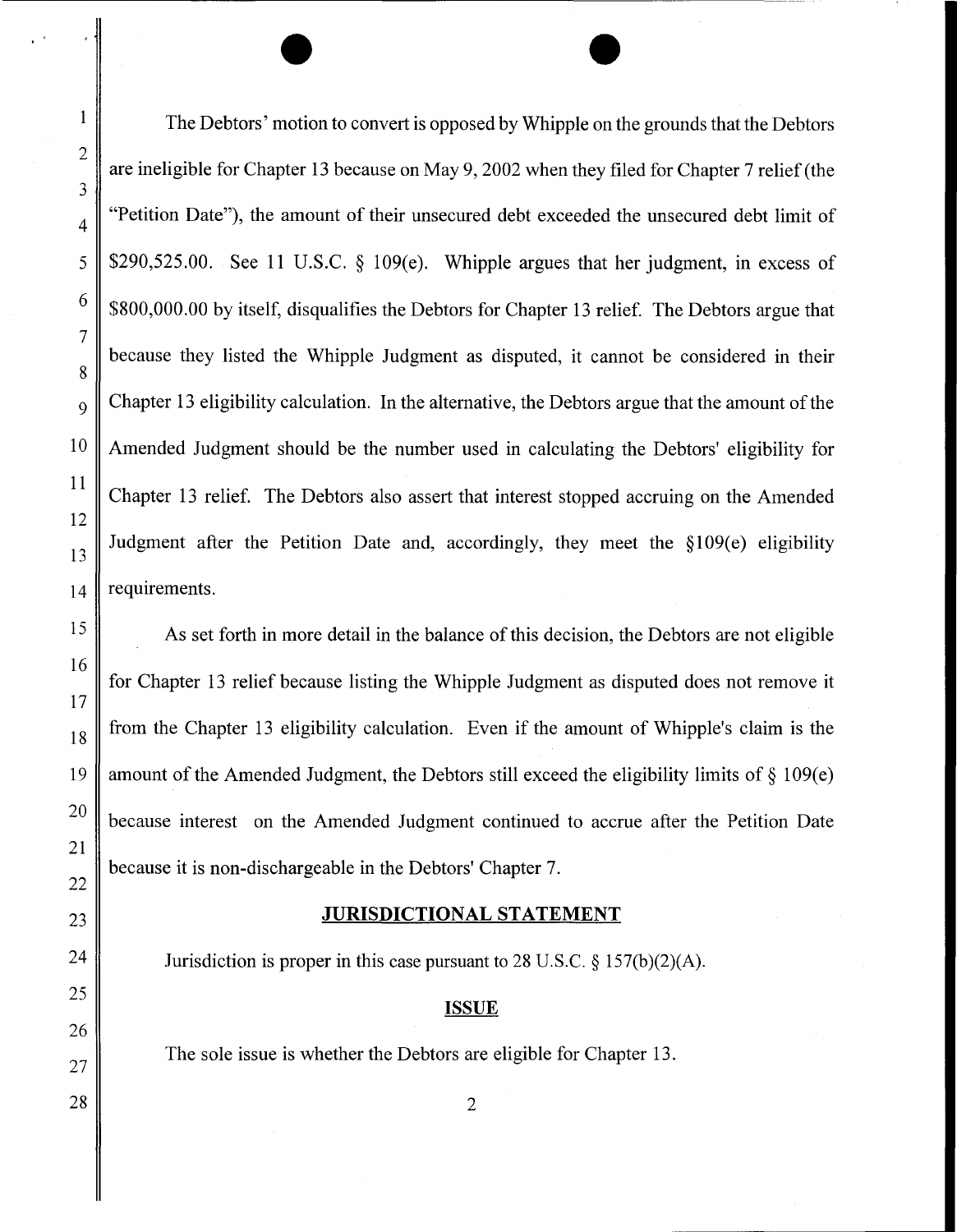The Debtors' motion to convert is opposed by Whipple on the grounds that the Debtors are ineligible for Chapter 13 because on May 9, 2002 when they filed for Chapter 7 relief (the "Petition Date"), the amount of their unsecured debt exceeded the unsecured debt limit of $290,525.00. See 11 U.S.C. § 109(e). Whipple argues that her judgment, in excess of $800,000.00 by itself, disqualifies the Debtors for Chapter 13 relief. The Debtors argue that because they listed the Whipple Judgment as disputed, it cannot be considered in their Chapter 13 eligibility calculation. In the alternative, the Debtors argue that the amount of the Amended Judgment should be the number used in calculating the Debtors' eligibility for Chapter 13 relief. The Debtors also assert that interest stopped accruing on the Amended Judgment after the Petition Date and, accordingly, they meet the §109(e) eligibility requirements.

As set forth in more detail in the balance of this decision, the Debtors are not eligible for Chapter 13 relief because listing the Whipple Judgment as disputed does not remove it from the Chapter 13 eligibility calculation. Even if the amount of Whipple's claim is the amount of the Amended Judgment, the Debtors still exceed the eligibility limits of § 109(e) because interest on the Amended Judgment continued to accrue after the Petition Date because it is non-dischargeable in the Debtors' Chapter 7.

## JURISDICTIONAL STATEMENT

Jurisdiction is proper in this case pursuant to 28 U.S.C. § 157(b)(2)(A).

## ISSUE

The sole issue is whether the Debtors are eligible for Chapter 13.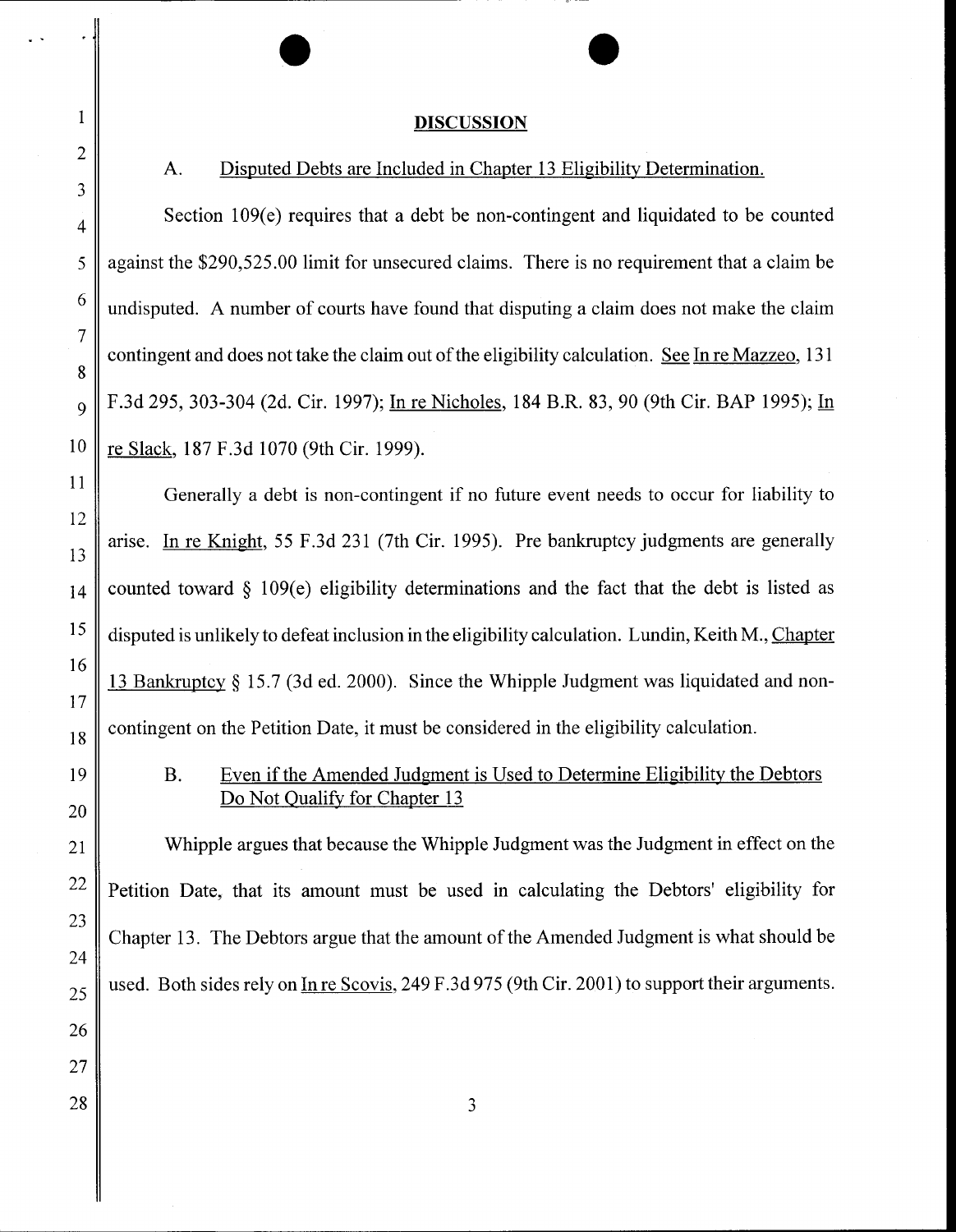## DISCUSSION

A. Disputed Debts are Included in Chapter 13 Eligibility Determination.

Section 109(e) requires that a debt be non-contingent and liquidated to be counted against the $290,525.00 limit for unsecured claims. There is no requirement that a claim be undisputed. A number of courts have found that disputing a claim does not make the claim contingent and does not take the claim out of the eligibility calculation. See In re Mazzeo, 131 F.3d 295, 303-304 (2d. Cir. 1997); In re Nicholes, 184 B.R. 83, 90 (9th Cir. BAP 1995); In re Slack, 187 F.3d 1070 (9th Cir. 1999).

Generally a debt is non-contingent if no future event needs to occur for liability to arise. In re Knight, 55 F.3d 231 (7th Cir. 1995). Pre bankruptcy judgments are generally counted toward § 109(e) eligibility determinations and the fact that the debt is listed as disputed is unlikely to defeat inclusion in the eligibility calculation. Lundin, Keith M., Chapter 13 Bankruptcy § 15.7 (3d ed. 2000). Since the Whipple Judgment was liquidated and non-contingent on the Petition Date, it must be considered in the eligibility calculation.

B. Even if the Amended Judgment is Used to Determine Eligibility the Debtors Do Not Qualify for Chapter 13

Whipple argues that because the Whipple Judgment was the Judgment in effect on the Petition Date, that its amount must be used in calculating the Debtors' eligibility for Chapter 13. The Debtors argue that the amount of the Amended Judgment is what should be used. Both sides rely on In re Scovis, 249 F.3d 975 (9th Cir. 2001) to support their arguments.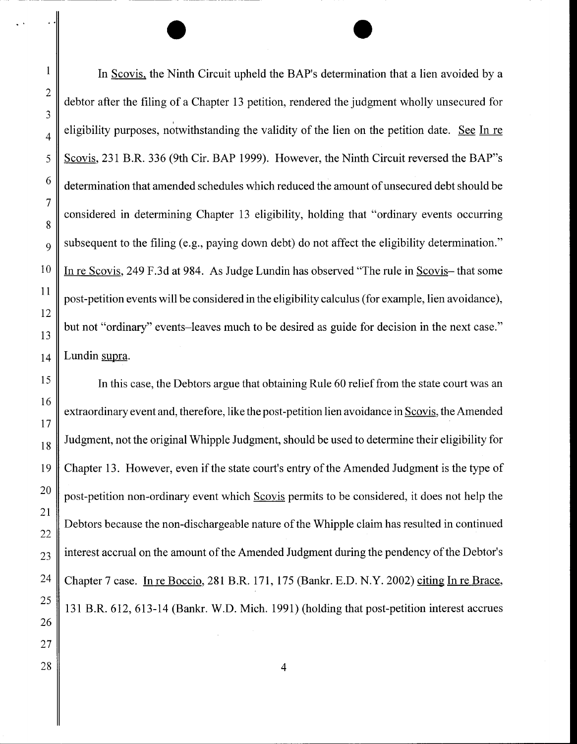In Scovis, the Ninth Circuit upheld the BAP's determination that a lien avoided by a debtor after the filing of a Chapter 13 petition, rendered the judgment wholly unsecured for eligibility purposes, notwithstanding the validity of the lien on the petition date. See In re Scovis, 231 B.R. 336 (9th Cir. BAP 1999). However, the Ninth Circuit reversed the BAP"s determination that amended schedules which reduced the amount of unsecured debt should be considered in determining Chapter 13 eligibility, holding that "ordinary events occurring subsequent to the filing (e.g., paying down debt) do not affect the eligibility determination." In re Scovis, 249 F.3d at 984. As Judge Lundin has observed "The rule in Scovis– that some post-petition events will be considered in the eligibility calculus (for example, lien avoidance), but not "ordinary" events–leaves much to be desired as guide for decision in the next case." Lundin supra.

In this case, the Debtors argue that obtaining Rule 60 relief from the state court was an extraordinary event and, therefore, like the post-petition lien avoidance in Scovis, the Amended Judgment, not the original Whipple Judgment, should be used to determine their eligibility for Chapter 13. However, even if the state court's entry of the Amended Judgment is the type of post-petition non-ordinary event which Scovis permits to be considered, it does not help the Debtors because the non-dischargeable nature of the Whipple claim has resulted in continued interest accrual on the amount of the Amended Judgment during the pendency of the Debtor's Chapter 7 case. In re Boccio, 281 B.R. 171, 175 (Bankr. E.D. N.Y. 2002) citing In re Brace, 131 B.R. 612, 613-14 (Bankr. W.D. Mich. 1991) (holding that post-petition interest accrues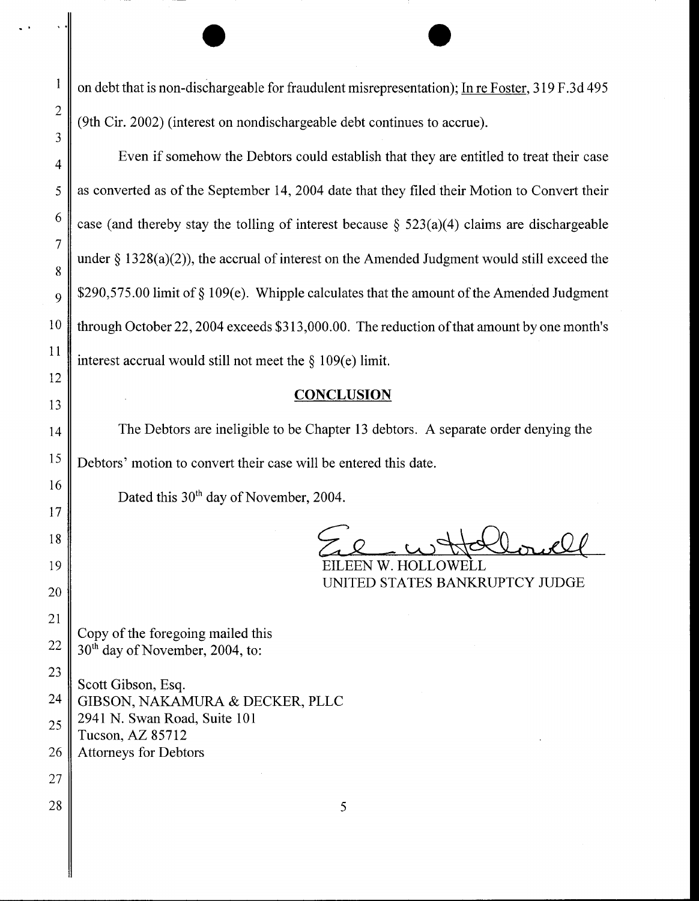on debt that is non-dischargeable for fraudulent misrepresentation); In re Foster, 319 F.3d 495 (9th Cir. 2002) (interest on nondischargeable debt continues to accrue).

Even if somehow the Debtors could establish that they are entitled to treat their case as converted as of the September 14, 2004 date that they filed their Motion to Convert their case (and thereby stay the tolling of interest because § 523(a)(4) claims are dischargeable under § 1328(a)(2)), the accrual of interest on the Amended Judgment would still exceed the $290,575.00 limit of § 109(e). Whipple calculates that the amount of the Amended Judgment through October 22, 2004 exceeds $313,000.00. The reduction of that amount by one month's interest accrual would still not meet the § 109(e) limit.

## CONCLUSION

The Debtors are ineligible to be Chapter 13 debtors. A separate order denying the Debtors' motion to convert their case will be entered this date.

Dated this 30th day of November, 2004.

EILEEN W. HOLLOWELL
UNITED STATES BANKRUPTCY JUDGE

Copy of the foregoing mailed this
30th day of November, 2004, to:

Scott Gibson, Esq.
GIBSON, NAKAMURA & DECKER, PLLC
2941 N. Swan Road, Suite 101
Tucson, AZ 85712
Attorneys for Debtors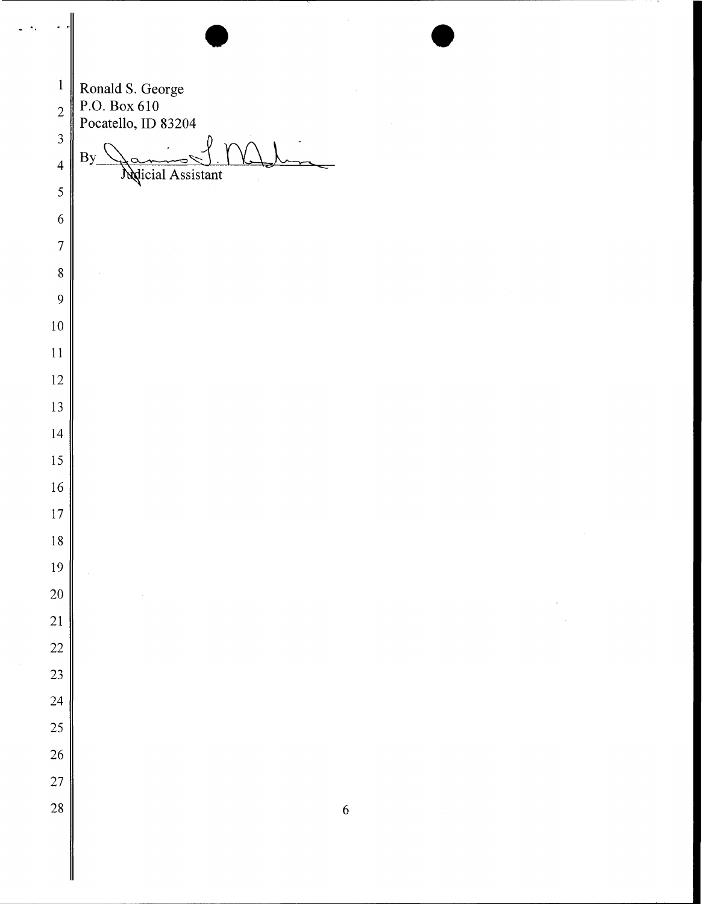Ronald S. George
P.O. Box 610
Pocatello, ID 83204

By_______________________
Judicial Assistant